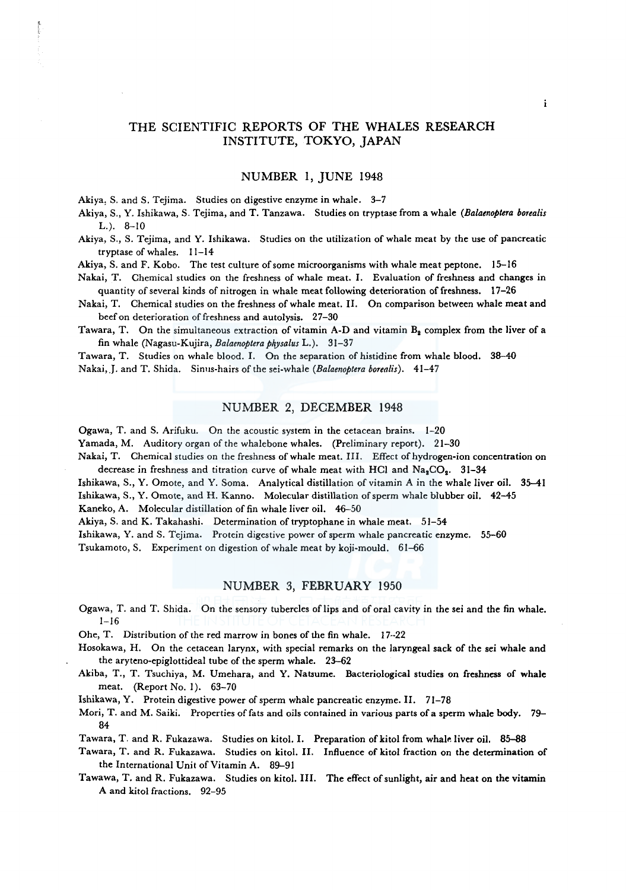# THE SCIENTIFIC REPORTS OF THE WHALES RESEARCH INSTITUTE, TOKYO, JAPAN

## NUMBER 1, JUNE 1948

Akiya, S. and S. Tejima. Studies on digestive enzyme in whale. 3–7

Akiya, S., Y. Ishikawa, S. Tejima, and T. Tanzawa. Studies on tryptase from a whale (*Balaenoptera borealis* L.). 8–10

Akiya, S., S. Tejima, and Y. Ishikawa. Studies on the utilization of whale meat by the use of pancreatic tryptase of whales. 11–14

Akiya, S. and F. Kobo. The test culture of some microorganisms with whale meat peptone. 15–16

Nakai, T. Chemical studies on the freshness of whale meat. I. Evaluation of freshness and changes in quantity of several kinds of nitrogen in whale meat following deterioration of freshness. 17–26

Nakai, T. Chemical studies on the freshness of whale meat. II. On comparison between whale meat and beef on deterioration of freshness and autolysis. 27–30

Tawara, T. On the simultaneous extraction of vitamin A-D and vitamin $B_2$ complex from the liver of a fin whale (Nagasu-Kujira, *Balaenoptera physalus* L.). 31–37

Tawara, T. Studies on whale blood. I. On the separation of histidine from whale blood. 38–40

Nakai, J. and T. Shida. Sinus-hairs of the sei-whale (*Balaenoptera borealis*). 41–47

## NUMBER 2, DECEMBER 1948

Ogawa, T. and S. Arifuku. On the acoustic system in the cetacean brains. 1–20

Yamada, M. Auditory organ of the whalebone whales. (Preliminary report). 21–30

Nakai, T. Chemical studies on the freshness of whale meat. III. Effect of hydrogen-ion concentration on decrease in freshness and titration curve of whale meat with HCl and $Na_2CO_3$. 31–34

Ishikawa, S., Y. Omote, and Y. Soma. Analytical distillation of vitamin A in the whale liver oil. 35–41

Ishikawa, S., Y. Omote, and H. Kanno. Molecular distillation of sperm whale blubber oil. 42–45

Kaneko, A. Molecular distillation of fin whale liver oil. 46–50

Akiya, S. and K. Takahashi. Determination of tryptophane in whale meat. 51–54

Ishikawa, Y. and S. Tejima. Protein digestive power of sperm whale pancreatic enzyme. 55–60

Tsukamoto, S. Experiment on digestion of whale meat by koji-mould. 61–66

## NUMBER 3, FEBRUARY 1950

Ogawa, T. and T. Shida. On the sensory tubercles of lips and of oral cavity in the sei and the fin whale. 1–16

Ohe, T. Distribution of the red marrow in bones of the fin whale. 17–22

Hosokawa, H. On the cetacean larynx, with special remarks on the laryngeal sack of the sei whale and the aryteno-epiglottideal tube of the sperm whale. 23–62

Akiba, T., T. Tsuchiya, M. Umehara, and Y. Natsume. Bacteriological studies on freshness of whale meat. (Report No. 1). 63–70

Ishikawa, Y. Protein digestive power of sperm whale pancreatic enzyme. II. 71–78

Mori, T. and M. Saiki. Properties of fats and oils contained in various parts of a sperm whale body. 79–84

Tawara, T. and R. Fukazawa. Studies on kitol. I. Preparation of kitol from whale liver oil. 85–88

Tawara, T. and R. Fukazawa. Studies on kitol. II. Influence of kitol fraction on the determination of the International Unit of Vitamin A. 89–91

Tawawa, T. and R. Fukazawa. Studies on kitol. III. The effect of sunlight, air and heat on the vitamin A and kitol fractions. 92–95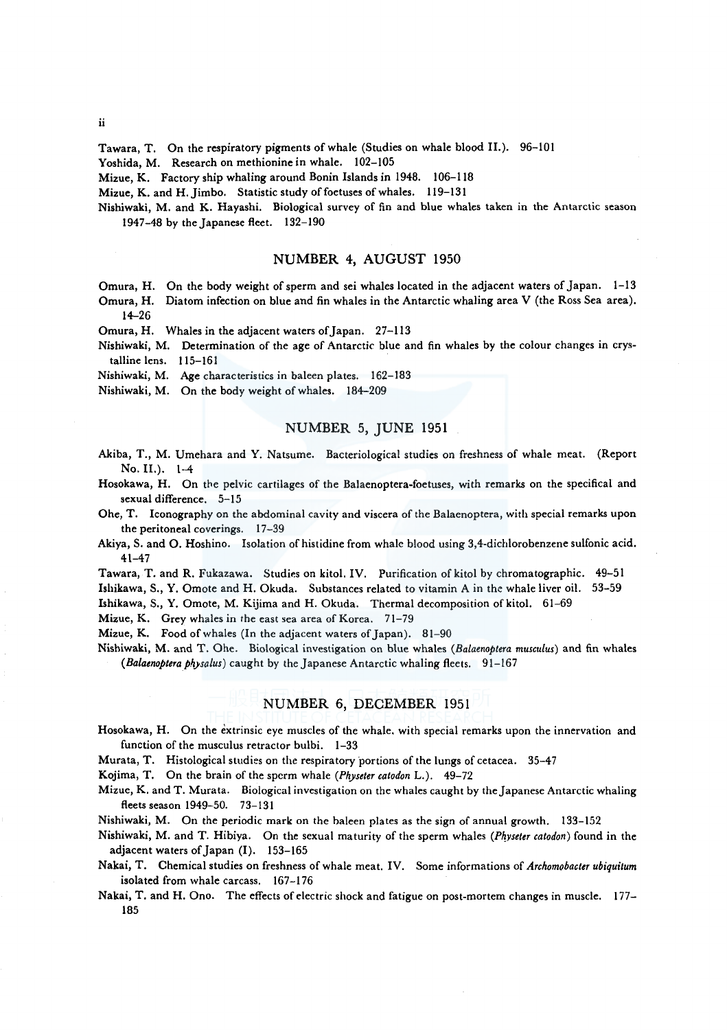Tawara, T. On the respiratory pigments of whale (Studies on whale blood II.). 96–101

Yoshida, M. Research on methionine in whale. 102–105

Mizue, K. Factory ship whaling around Bonin Islands in 1948. 106–118

Mizue, K. and H. Jimbo. Statistic study of foetuses of whales. 119–131

Nishiwaki, M. and K. Hayashi. Biological survey of fin and blue whales taken in the Antarctic season 1947–48 by the Japanese fleet. 132–190

## NUMBER 4, AUGUST 1950

Omura, H. On the body weight of sperm and sei whales located in the adjacent waters of Japan. 1–13

Omura, H. Diatom infection on blue and fin whales in the Antarctic whaling area V (the Ross Sea area). 14–26

Omura, H. Whales in the adjacent waters of Japan. 27–113

Nishiwaki, M. Determination of the age of Antarctic blue and fin whales by the colour changes in crystalline lens. 115–161

Nishiwaki, M. Age characteristics in baleen plates. 162–183

Nishiwaki, M. On the body weight of whales. 184–209

## NUMBER 5, JUNE 1951

Akiba, T., M. Umehara and Y. Natsume. Bacteriological studies on freshness of whale meat. (Report No. II.). 1–4

Hosokawa, H. On the pelvic cartilages of the Balaenoptera-foetuses, with remarks on the specifical and sexual difference. 5–15

Ohe, T. Iconography on the abdominal cavity and viscera of the Balaenoptera, with special remarks upon the peritoneal coverings. 17–39

Akiya, S. and O. Hoshino. Isolation of histidine from whale blood using 3,4-dichlorobenzene sulfonic acid. 41–47

Tawara, T. and R. Fukazawa. Studies on kitol. IV. Purification of kitol by chromatographic. 49–51

Ishikawa, S., Y. Omote and H. Okuda. Substances related to vitamin A in the whale liver oil. 53–59

Ishikawa, S., Y. Omote, M. Kijima and H. Okuda. Thermal decomposition of kitol. 61–69

Mizue, K. Grey whales in the east sea area of Korea. 71–79

Mizue, K. Food of whales (In the adjacent waters of Japan). 81–90

Nishiwaki, M. and T. Ohe. Biological investigation on blue whales (*Balaenoptera musculus*) and fin whales (*Balaenoptera physalus*) caught by the Japanese Antarctic whaling fleets. 91–167

## NUMBER 6, DECEMBER 1951

Hosokawa, H. On the extrinsic eye muscles of the whale, with special remarks upon the innervation and function of the musculus retractor bulbi. 1–33

Murata, T. Histological studies on the respiratory portions of the lungs of cetacea. 35–47

Kojima, T. On the brain of the sperm whale (*Physeter catodon* L.). 49–72

Mizue, K. and T. Murata. Biological investigation on the whales caught by the Japanese Antarctic whaling fleets season 1949–50. 73–131

Nishiwaki, M. On the periodic mark on the baleen plates as the sign of annual growth. 133–152

Nishiwaki, M. and T. Hibiya. On the sexual maturity of the sperm whales (*Physeter catodon*) found in the adjacent waters of Japan (I). 153–165

Nakai, T. Chemical studies on freshness of whale meat. IV. Some informations of *Archomobacter ubiquitum* isolated from whale carcass. 167–176

Nakai, T. and H. Ono. The effects of electric shock and fatigue on post-mortem changes in muscle. 177–185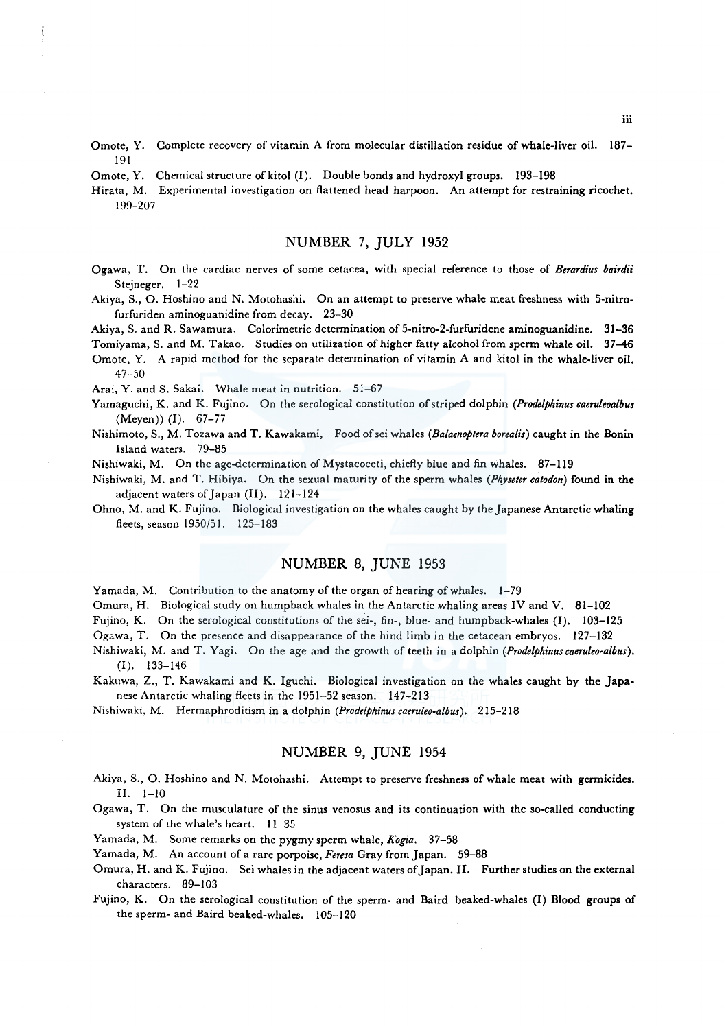Omote, Y. Complete recovery of vitamin A from molecular distillation residue of whale-liver oil. 187–191

Omote, Y. Chemical structure of kitol (I). Double bonds and hydroxyl groups. 193–198

Hirata, M. Experimental investigation on flattened head harpoon. An attempt for restraining ricochet. 199–207

## NUMBER 7, JULY 1952

Ogawa, T. On the cardiac nerves of some cetacea, with special reference to those of *Berardius bairdii* Stejneger. 1–22

Akiya, S., O. Hoshino and N. Motohashi. On an attempt to preserve whale meat freshness with 5-nitro-furfuriden aminoguanidine from decay. 23–30

Akiya, S. and R. Sawamura. Colorimetric determination of 5-nitro-2-furfuridene aminoguanidine. 31–36

Tomiyama, S. and M. Takao. Studies on utilization of higher fatty alcohol from sperm whale oil. 37–46

Omote, Y. A rapid method for the separate determination of vitamin A and kitol in the whale-liver oil. 47–50

Arai, Y. and S. Sakai. Whale meat in nutrition. 51–67

Yamaguchi, K. and K. Fujino. On the serological constitution of striped dolphin (*Prodelphinus caeruleoalbus* (Meyen)) (I). 67–77

Nishimoto, S., M. Tozawa and T. Kawakami, Food of sei whales (*Balaenoptera borealis*) caught in the Bonin Island waters. 79–85

Nishiwaki, M. On the age-determination of Mystacoceti, chiefly blue and fin whales. 87–119

Nishiwaki, M. and T. Hibiya. On the sexual maturity of the sperm whales (*Physeter catodon*) found in the adjacent waters of Japan (II). 121–124

Ohno, M. and K. Fujino. Biological investigation on the whales caught by the Japanese Antarctic whaling fleets, season 1950/51. 125–183

## NUMBER 8, JUNE 1953

Yamada, M. Contribution to the anatomy of the organ of hearing of whales. 1–79

Omura, H. Biological study on humpback whales in the Antarctic whaling areas IV and V. 81–102

Fujino, K. On the serological constitutions of the sei-, fin-, blue- and humpback-whales (I). 103–125

Ogawa, T. On the presence and disappearance of the hind limb in the cetacean embryos. 127–132

Nishiwaki, M. and T. Yagi. On the age and the growth of teeth in a dolphin (*Prodelphinus caeruleo-albus*). (I). 133–146

Kakuwa, Z., T. Kawakami and K. Iguchi. Biological investigation on the whales caught by the Japanese Antarctic whaling fleets in the 1951–52 season. 147–213

Nishiwaki, M. Hermaphroditism in a dolphin (*Prodelphinus caeruleo-albus*). 215–218

## NUMBER 9, JUNE 1954

Akiya, S., O. Hoshino and N. Motohashi. Attempt to preserve freshness of whale meat with germicides. II. 1–10

Ogawa, T. On the musculature of the sinus venosus and its continuation with the so-called conducting system of the whale's heart. 11–35

Yamada, M. Some remarks on the pygmy sperm whale, *Kogia*. 37–58

Yamada, M. An account of a rare porpoise, *Feresa* Gray from Japan. 59–88

Omura, H. and K. Fujino. Sei whales in the adjacent waters of Japan. II. Further studies on the external characters. 89–103

Fujino, K. On the serological constitution of the sperm- and Baird beaked-whales (I) Blood groups of the sperm- and Baird beaked-whales. 105–120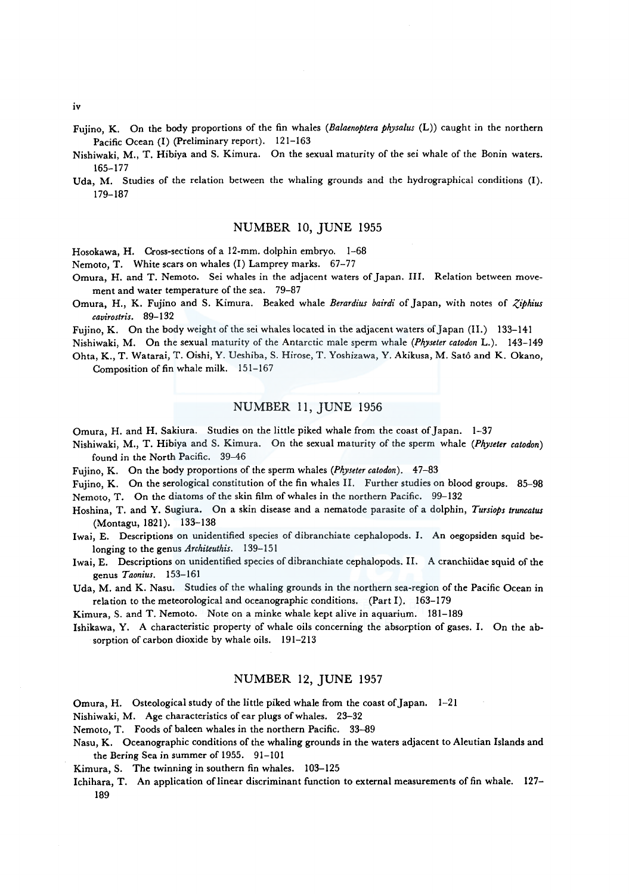Fujino, K. On the body proportions of the fin whales (*Balaenoptera physalus* (L)) caught in the northern Pacific Ocean (I) (Preliminary report). 121–163

Nishiwaki, M., T. Hibiya and S. Kimura. On the sexual maturity of the sei whale of the Bonin waters. 165–177

Uda, M. Studies of the relation between the whaling grounds and the hydrographical conditions (I). 179–187

## NUMBER 10, JUNE 1955

Hosokawa, H. Cross-sections of a 12-mm. dolphin embryo. 1–68

Nemoto, T. White scars on whales (I) Lamprey marks. 67–77

Omura, H. and T. Nemoto. Sei whales in the adjacent waters of Japan. III. Relation between movement and water temperature of the sea. 79–87

Omura, H., K. Fujino and S. Kimura. Beaked whale *Berardius bairdi* of Japan, with notes of *Ziphius cavirostris*. 89–132

Fujino, K. On the body weight of the sei whales located in the adjacent waters of Japan (II.) 133–141

Nishiwaki, M. On the sexual maturity of the Antarctic male sperm whale (*Physeter catodon* L.). 143–149

Ohta, K., T. Watarai, T. Oishi, Y. Ueshiba, S. Hirose, T. Yoshizawa, Y. Akikusa, M. Satô and K. Okano, Composition of fin whale milk. 151–167

## NUMBER 11, JUNE 1956

Omura, H. and H. Sakiura. Studies on the little piked whale from the coast of Japan. 1–37

Nishiwaki, M., T. Hibiya and S. Kimura. On the sexual maturity of the sperm whale (*Physeter catodon*) found in the North Pacific. 39–46

Fujino, K. On the body proportions of the sperm whales (*Physeter catodon*). 47–83

Fujino, K. On the serological constitution of the fin whales II. Further studies on blood groups. 85–98

Nemoto, T. On the diatoms of the skin film of whales in the northern Pacific. 99–132

Hoshina, T. and Y. Sugiura. On a skin disease and a nematode parasite of a dolphin, *Tursiops truncatus* (Montagu, 1821). 133–138

Iwai, E. Descriptions on unidentified species of dibranchiate cephalopods. I. An oegopsiden squid belonging to the genus *Architeuthis*. 139–151

Iwai, E. Descriptions on unidentified species of dibranchiate cephalopods. II. A cranchiidae squid of the genus *Taonius*. 153–161

Uda, M. and K. Nasu. Studies of the whaling grounds in the northern sea-region of the Pacific Ocean in relation to the meteorological and oceanographic conditions. (Part I). 163–179

Kimura, S. and T. Nemoto. Note on a minke whale kept alive in aquarium. 181–189

Ishikawa, Y. A characteristic property of whale oils concerning the absorption of gases. I. On the absorption of carbon dioxide by whale oils. 191–213

## NUMBER 12, JUNE 1957

Omura, H. Osteological study of the little piked whale from the coast of Japan. 1–21

Nishiwaki, M. Age characteristics of ear plugs of whales. 23–32

Nemoto, T. Foods of baleen whales in the northern Pacific. 33–89

Nasu, K. Oceanographic conditions of the whaling grounds in the waters adjacent to Aleutian Islands and the Bering Sea in summer of 1955. 91–101

Kimura, S. The twinning in southern fin whales. 103–125

Ichihara, T. An application of linear discriminant function to external measurements of fin whale. 127–189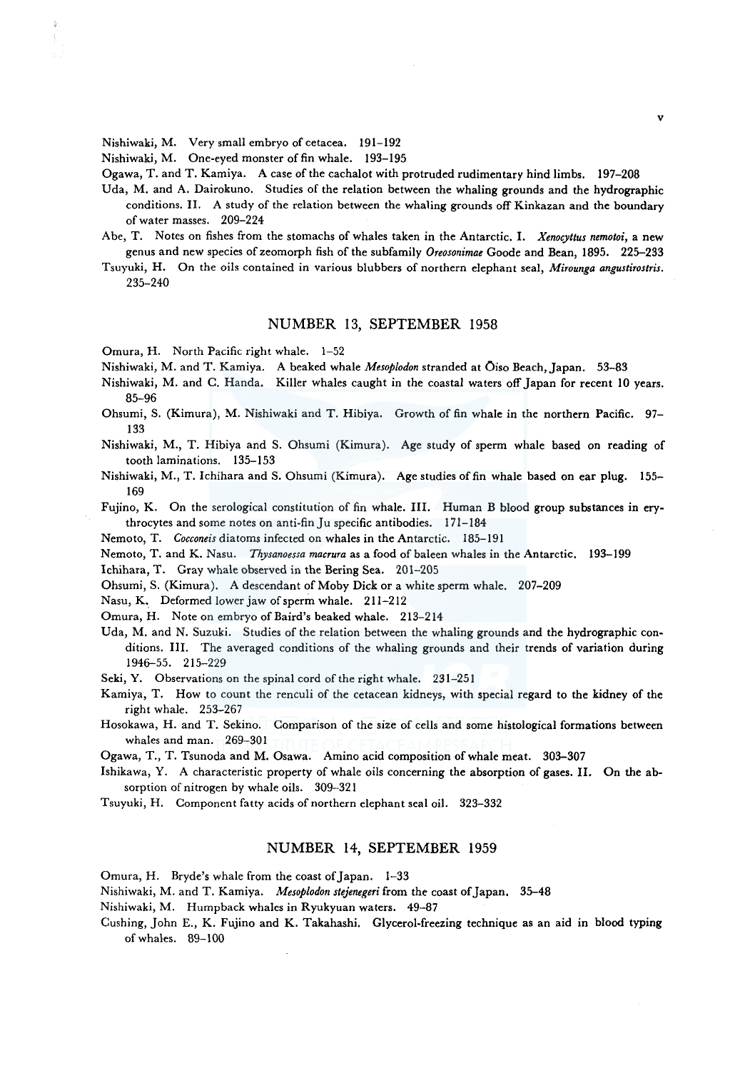Nishiwaki, M. Very small embryo of cetacea. 191–192

Nishiwaki, M. One-eyed monster of fin whale. 193–195

Ogawa, T. and T. Kamiya. A case of the cachalot with protruded rudimentary hind limbs. 197–208

Uda, M. and A. Dairokuno. Studies of the relation between the whaling grounds and the hydrographic conditions. II. A study of the relation between the whaling grounds off Kinkazan and the boundary of water masses. 209–224

Abe, T. Notes on fishes from the stomachs of whales taken in the Antarctic. I. *Xenocyttus nemotoi*, a new genus and new species of zeomorph fish of the subfamily *Oreosonimae* Goode and Bean, 1895. 225–233

Tsuyuki, H. On the oils contained in various blubbers of northern elephant seal, *Mirounga angustirostris*. 235–240

## NUMBER 13, SEPTEMBER 1958

Omura, H. North Pacific right whale. 1–52

Nishiwaki, M. and T. Kamiya. A beaked whale *Mesoplodon* stranded at Ōiso Beach, Japan. 53–83

Nishiwaki, M. and C. Handa. Killer whales caught in the coastal waters off Japan for recent 10 years. 85–96

Ohsumi, S. (Kimura), M. Nishiwaki and T. Hibiya. Growth of fin whale in the northern Pacific. 97–133

Nishiwaki, M., T. Hibiya and S. Ohsumi (Kimura). Age study of sperm whale based on reading of tooth laminations. 135–153

Nishiwaki, M., T. Ichihara and S. Ohsumi (Kimura). Age studies of fin whale based on ear plug. 155–169

Fujino, K. On the serological constitution of fin whale. III. Human B blood group substances in erythrocytes and some notes on anti-fin Ju specific antibodies. 171–184

Nemoto, T. *Cocconeis* diatoms infected on whales in the Antarctic. 185–191

Nemoto, T. and K. Nasu. *Thysanoessa macrura* as a food of baleen whales in the Antarctic. 193–199

Ichihara, T. Gray whale observed in the Bering Sea. 201–205

Ohsumi, S. (Kimura). A descendant of Moby Dick or a white sperm whale. 207–209

Nasu, K. Deformed lower jaw of sperm whale. 211–212

Omura, H. Note on embryo of Baird's beaked whale. 213–214

Uda, M. and N. Suzuki. Studies of the relation between the whaling grounds and the hydrographic conditions. III. The averaged conditions of the whaling grounds and their trends of variation during 1946–55. 215–229

Seki, Y. Observations on the spinal cord of the right whale. 231–251

Kamiya, T. How to count the renculi of the cetacean kidneys, with special regard to the kidney of the right whale. 253–267

Hosokawa, H. and T. Sekino. Comparison of the size of cells and some histological formations between whales and man. 269–301

Ogawa, T., T. Tsunoda and M. Osawa. Amino acid composition of whale meat. 303–307

Ishikawa, Y. A characteristic property of whale oils concerning the absorption of gases. II. On the absorption of nitrogen by whale oils. 309–321

Tsuyuki, H. Component fatty acids of northern elephant seal oil. 323–332

## NUMBER 14, SEPTEMBER 1959

Omura, H. Bryde's whale from the coast of Japan. 1–33

Nishiwaki, M. and T. Kamiya. *Mesoplodon stejenegeri* from the coast of Japan. 35–48

Nishiwaki, M. Humpback whales in Ryukyuan waters. 49–87

Cushing, John E., K. Fujino and K. Takahashi. Glycerol-freezing technique as an aid in blood typing of whales. 89–100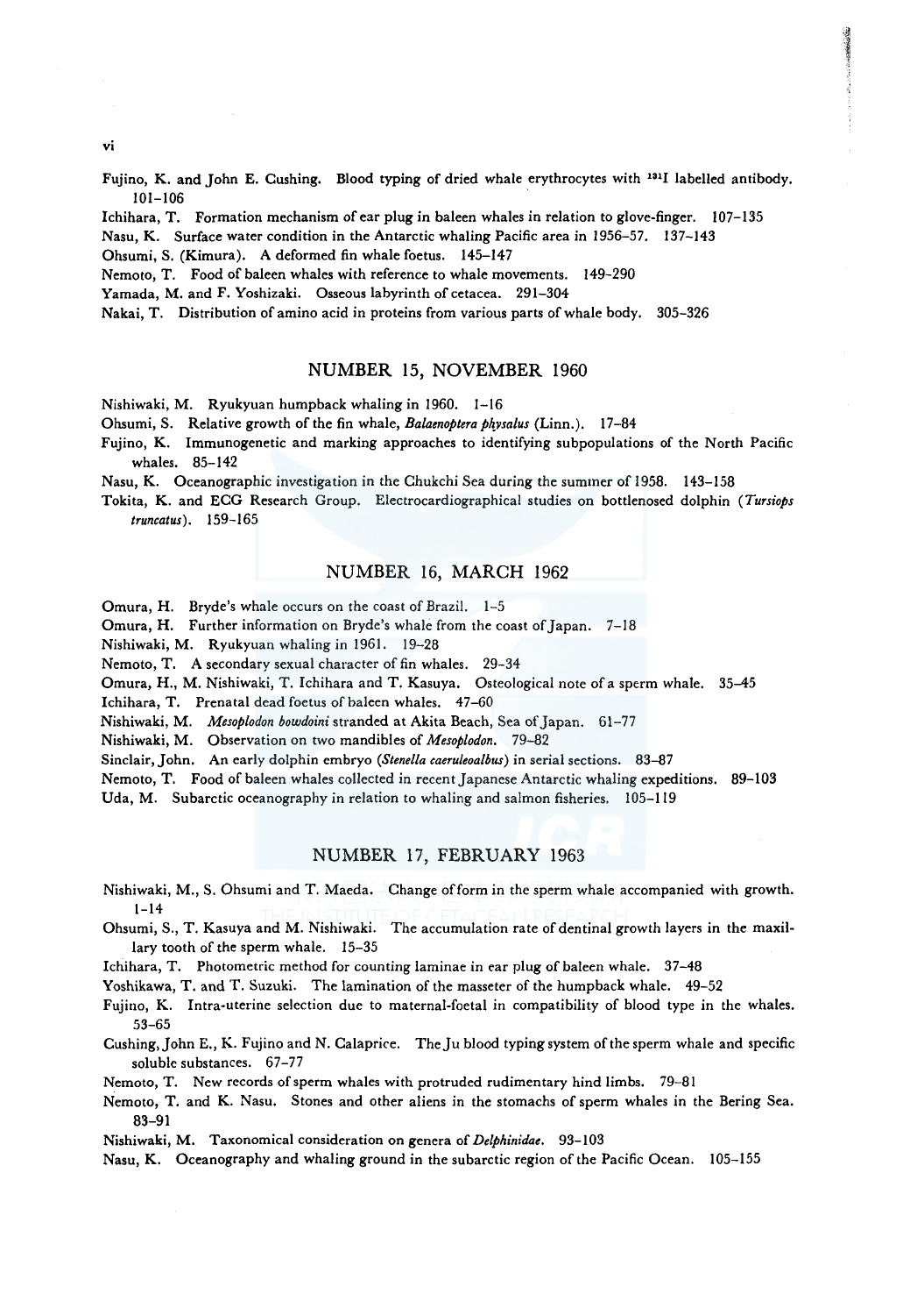Fujino, K. and John E. Cushing. Blood typing of dried whale erythrocytes with $^{131}I$ labelled antibody. 101–106

Ichihara, T. Formation mechanism of ear plug in baleen whales in relation to glove-finger. 107–135

Nasu, K. Surface water condition in the Antarctic whaling Pacific area in 1956–57. 137–143

Ohsumi, S. (Kimura). A deformed fin whale foetus. 145–147

Nemoto, T. Food of baleen whales with reference to whale movements. 149–290

Yamada, M. and F. Yoshizaki. Osseous labyrinth of cetacea. 291–304

Nakai, T. Distribution of amino acid in proteins from various parts of whale body. 305–326

## NUMBER 15, NOVEMBER 1960

Nishiwaki, M. Ryukyuan humpback whaling in 1960. 1–16

Ohsumi, S. Relative growth of the fin whale, *Balaenoptera physalus* (Linn.). 17–84

Fujino, K. Immunogenetic and marking approaches to identifying subpopulations of the North Pacific whales. 85–142

Nasu, K. Oceanographic investigation in the Chukchi Sea during the summer of 1958. 143–158

Tokita, K. and ECG Research Group. Electrocardiographical studies on bottlenosed dolphin (*Tursiops truncatus*). 159–165

## NUMBER 16, MARCH 1962

Omura, H. Bryde's whale occurs on the coast of Brazil. 1–5

Omura, H. Further information on Bryde's whale from the coast of Japan. 7–18

Nishiwaki, M. Ryukyuan whaling in 1961. 19–28

Nemoto, T. A secondary sexual character of fin whales. 29–34

Omura, H., M. Nishiwaki, T. Ichihara and T. Kasuya. Osteological note of a sperm whale. 35–45

Ichihara, T. Prenatal dead foetus of baleen whales. 47–60

Nishiwaki, M. *Mesoplodon bowdoini* stranded at Akita Beach, Sea of Japan. 61–77

Nishiwaki, M. Observation on two mandibles of *Mesoplodon*. 79–82

Sinclair, John. An early dolphin embryo (*Stenella caeruleoalbus*) in serial sections. 83–87

Nemoto, T. Food of baleen whales collected in recent Japanese Antarctic whaling expeditions. 89–103

Uda, M. Subarctic oceanography in relation to whaling and salmon fisheries. 105–119

## NUMBER 17, FEBRUARY 1963

Nishiwaki, M., S. Ohsumi and T. Maeda. Change of form in the sperm whale accompanied with growth. 1–14

Ohsumi, S., T. Kasuya and M. Nishiwaki. The accumulation rate of dentinal growth layers in the maxillary tooth of the sperm whale. 15–35

Ichihara, T. Photometric method for counting laminae in ear plug of baleen whale. 37–48

Yoshikawa, T. and T. Suzuki. The lamination of the masseter of the humpback whale. 49–52

Fujino, K. Intra-uterine selection due to maternal-foetal in compatibility of blood type in the whales. 53–65

Cushing, John E., K. Fujino and N. Calaprice. The Ju blood typing system of the sperm whale and specific soluble substances. 67–77

Nemoto, T. New records of sperm whales with protruded rudimentary hind limbs. 79–81

Nemoto, T. and K. Nasu. Stones and other aliens in the stomachs of sperm whales in the Bering Sea. 83–91

Nishiwaki, M. Taxonomical consideration on genera of *Delphinidae*. 93–103

Nasu, K. Oceanography and whaling ground in the subarctic region of the Pacific Ocean. 105–155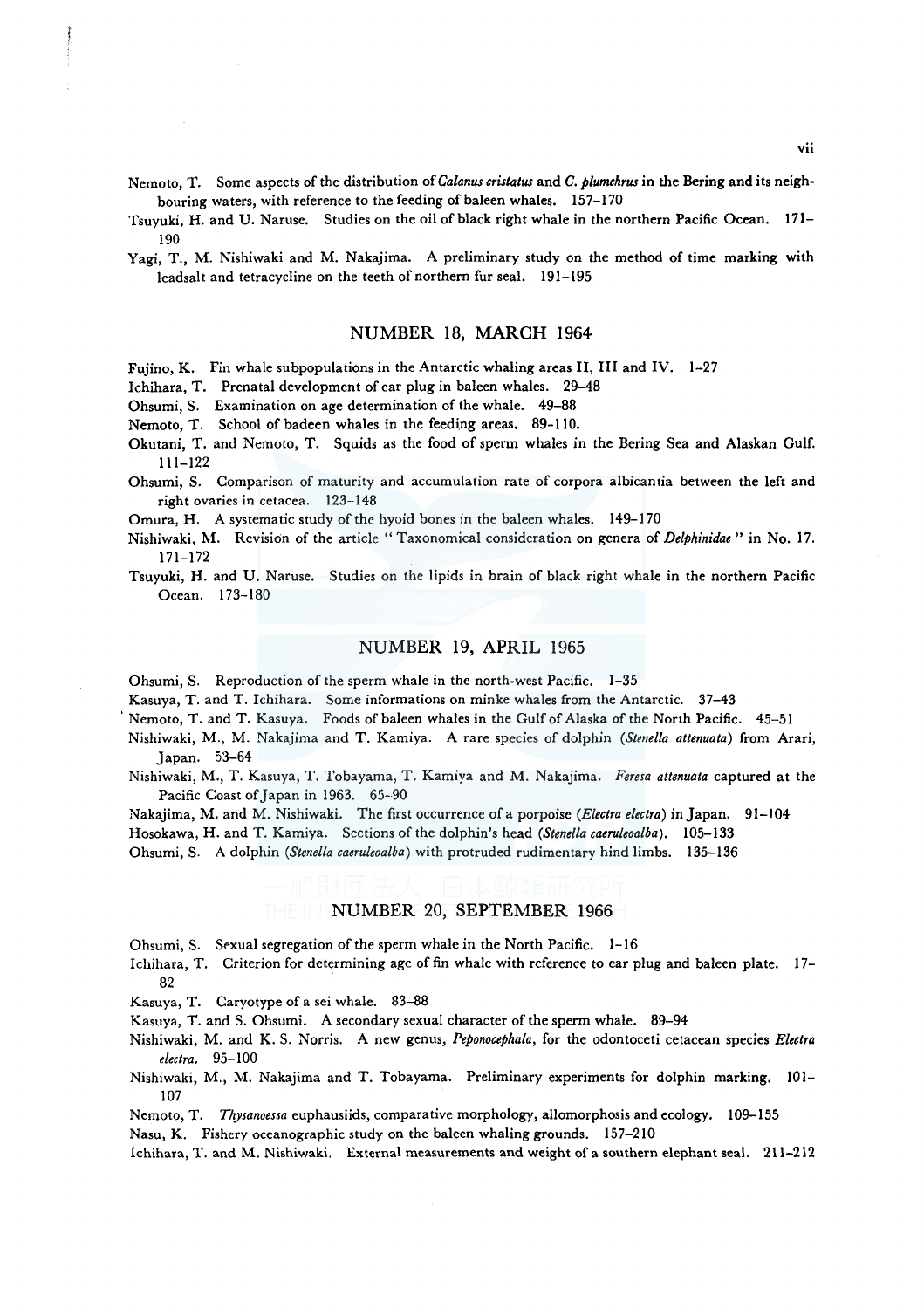Nemoto, T. Some aspects of the distribution of *Calanus cristatus* and *C. plumchrus* in the Bering and its neighbouring waters, with reference to the feeding of baleen whales. 157–170

Tsuyuki, H. and U. Naruse. Studies on the oil of black right whale in the northern Pacific Ocean. 171–190

Yagi, T., M. Nishiwaki and M. Nakajima. A preliminary study on the method of time marking with leadsalt and tetracycline on the teeth of northern fur seal. 191–195

## NUMBER 18, MARCH 1964

Fujino, K. Fin whale subpopulations in the Antarctic whaling areas II, III and IV. 1–27

Ichihara, T. Prenatal development of ear plug in baleen whales. 29–48

Ohsumi, S. Examination on age determination of the whale. 49–88

Nemoto, T. School of badeen whales in the feeding areas. 89–110.

Okutani, T. and Nemoto, T. Squids as the food of sperm whales in the Bering Sea and Alaskan Gulf. 111–122

Ohsumi, S. Comparison of maturity and accumulation rate of corpora albicantia between the left and right ovaries in cetacea. 123–148

Omura, H. A systematic study of the hyoid bones in the baleen whales. 149–170

Nishiwaki, M. Revision of the article " Taxonomical consideration on genera of *Delphinidae* " in No. 17. 171–172

Tsuyuki, H. and U. Naruse. Studies on the lipids in brain of black right whale in the northern Pacific Ocean. 173–180

## NUMBER 19, APRIL 1965

Ohsumi, S. Reproduction of the sperm whale in the north-west Pacific. 1–35

Kasuya, T. and T. Ichihara. Some informations on minke whales from the Antarctic. 37–43

Nemoto, T. and T. Kasuya. Foods of baleen whales in the Gulf of Alaska of the North Pacific. 45–51

Nishiwaki, M., M. Nakajima and T. Kamiya. A rare species of dolphin (*Stenella attenuata*) from Arari, Japan. 53–64

Nishiwaki, M., T. Kasuya, T. Tobayama, T. Kamiya and M. Nakajima. *Feresa attenuata* captured at the Pacific Coast of Japan in 1963. 65–90

Nakajima, M. and M. Nishiwaki. The first occurrence of a porpoise (*Electra electra*) in Japan. 91–104

Hosokawa, H. and T. Kamiya. Sections of the dolphin's head (*Stenella caeruleoalba*). 105–133

Ohsumi, S. A dolphin (*Stenella caeruleoalba*) with protruded rudimentary hind limbs. 135–136

## NUMBER 20, SEPTEMBER 1966

Ohsumi, S. Sexual segregation of the sperm whale in the North Pacific. 1–16

Ichihara, T. Criterion for determining age of fin whale with reference to ear plug and baleen plate. 17–82

Kasuya, T. Caryotype of a sei whale. 83–88

Kasuya, T. and S. Ohsumi. A secondary sexual character of the sperm whale. 89–94

Nishiwaki, M. and K. S. Norris. A new genus, *Peponocephala*, for the odontoceti cetacean species *Electra electra*. 95–100

Nishiwaki, M., M. Nakajima and T. Tobayama. Preliminary experiments for dolphin marking. 101–107

Nemoto, T. *Thysanoessa* euphausiids, comparative morphology, allomorphosis and ecology. 109–155

Nasu, K. Fishery oceanographic study on the baleen whaling grounds. 157–210

Ichihara, T. and M. Nishiwaki. External measurements and weight of a southern elephant seal. 211–212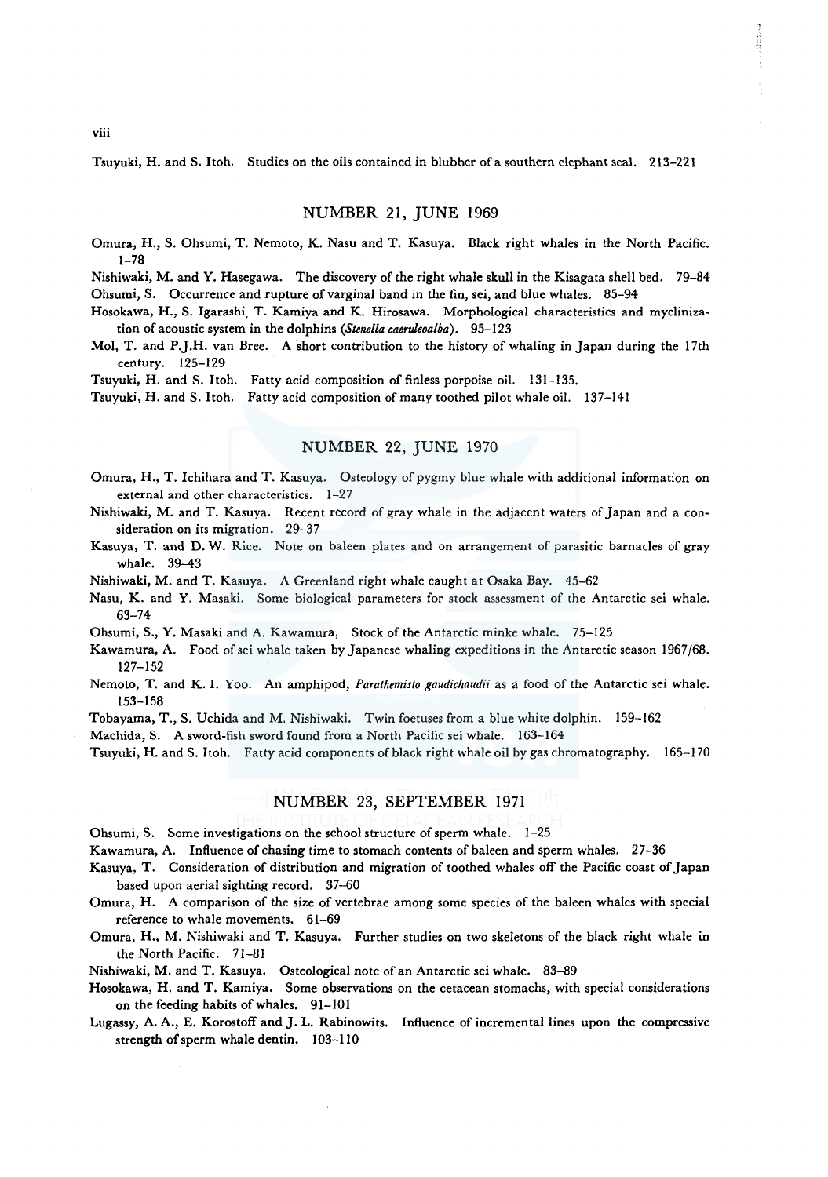Tsuyuki, H. and S. Itoh. Studies on the oils contained in blubber of a southern elephant seal. 213–221

## NUMBER 21, JUNE 1969

Omura, H., S. Ohsumi, T. Nemoto, K. Nasu and T. Kasuya. Black right whales in the North Pacific. 1–78

Nishiwaki, M. and Y. Hasegawa. The discovery of the right whale skull in the Kisagata shell bed. 79–84

Ohsumi, S. Occurrence and rupture of varginal band in the fin, sei, and blue whales. 85–94

Hosokawa, H., S. Igarashi, T. Kamiya and K. Hirosawa. Morphological characteristics and myelinization of acoustic system in the dolphins (*Stenella caeruleoalba*). 95–123

Mol, T. and P.J.H. van Bree. A short contribution to the history of whaling in Japan during the 17th century. 125–129

Tsuyuki, H. and S. Itoh. Fatty acid composition of finless porpoise oil. 131–135.

Tsuyuki, H. and S. Itoh. Fatty acid composition of many toothed pilot whale oil. 137–141

## NUMBER 22, JUNE 1970

Omura, H., T. Ichihara and T. Kasuya. Osteology of pygmy blue whale with additional information on external and other characteristics. 1–27

Nishiwaki, M. and T. Kasuya. Recent record of gray whale in the adjacent waters of Japan and a consideration on its migration. 29–37

Kasuya, T. and D. W. Rice. Note on baleen plates and on arrangement of parasitic barnacles of gray whale. 39–43

Nishiwaki, M. and T. Kasuya. A Greenland right whale caught at Osaka Bay. 45–62

Nasu, K. and Y. Masaki. Some biological parameters for stock assessment of the Antarctic sei whale. 63–74

Ohsumi, S., Y. Masaki and A. Kawamura, Stock of the Antarctic minke whale. 75–125

Kawamura, A. Food of sei whale taken by Japanese whaling expeditions in the Antarctic season 1967/68. 127–152

Nemoto, T. and K. I. Yoo. An amphipod, *Parathemisto gaudichaudii* as a food of the Antarctic sei whale. 153–158

Tobayama, T., S. Uchida and M. Nishiwaki. Twin foetuses from a blue white dolphin. 159–162

Machida, S. A sword-fish sword found from a North Pacific sei whale. 163–164

Tsuyuki, H. and S. Itoh. Fatty acid components of black right whale oil by gas chromatography. 165–170

## NUMBER 23, SEPTEMBER 1971

Ohsumi, S. Some investigations on the school structure of sperm whale. 1–25

Kawamura, A. Influence of chasing time to stomach contents of baleen and sperm whales. 27–36

Kasuya, T. Consideration of distribution and migration of toothed whales off the Pacific coast of Japan based upon aerial sighting record. 37–60

Omura, H. A comparison of the size of vertebrae among some species of the baleen whales with special reference to whale movements. 61–69

Omura, H., M. Nishiwaki and T. Kasuya. Further studies on two skeletons of the black right whale in the North Pacific. 71–81

Nishiwaki, M. and T. Kasuya. Osteological note of an Antarctic sei whale. 83–89

Hosokawa, H. and T. Kamiya. Some observations on the cetacean stomachs, with special considerations on the feeding habits of whales. 91–101

Lugassy, A. A., E. Korostoff and J. L. Rabinowits. Influence of incremental lines upon the compressive strength of sperm whale dentin. 103–110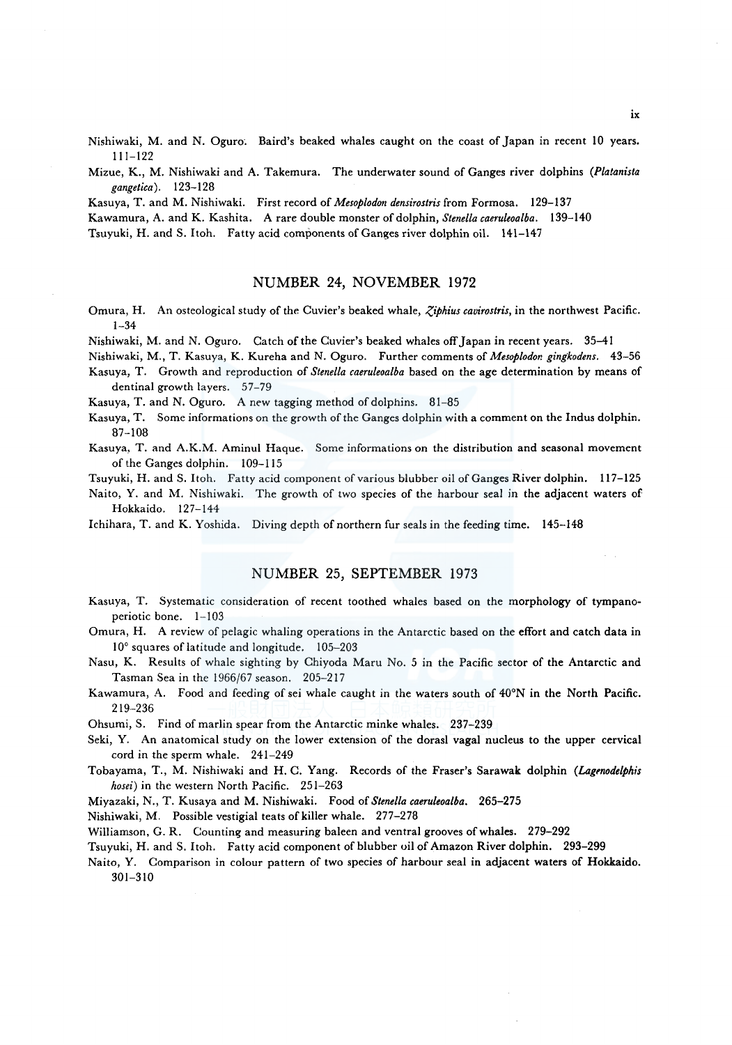Nishiwaki, M. and N. Oguro. Baird's beaked whales caught on the coast of Japan in recent 10 years. 111–122

Mizue, K., M. Nishiwaki and A. Takemura. The underwater sound of Ganges river dolphins (*Platanista gangetica*). 123–128

Kasuya, T. and M. Nishiwaki. First record of *Mesoplodon densirostris* from Formosa. 129–137

Kawamura, A. and K. Kashita. A rare double monster of dolphin, *Stenella caeruleoalba*. 139–140

Tsuyuki, H. and S. Itoh. Fatty acid components of Ganges river dolphin oil. 141–147

## NUMBER 24, NOVEMBER 1972

Omura, H. An osteological study of the Cuvier's beaked whale, *Ziphius cavirostris*, in the northwest Pacific. 1–34

Nishiwaki, M. and N. Oguro. Catch of the Cuvier's beaked whales off Japan in recent years. 35–41

Nishiwaki, M., T. Kasuya, K. Kureha and N. Oguro. Further comments of *Mesoplodon gingkodens*. 43–56

Kasuya, T. Growth and reproduction of *Stenella caeruleoalba* based on the age determination by means of dentinal growth layers. 57–79

Kasuya, T. and N. Oguro. A new tagging method of dolphins. 81–85

Kasuya, T. Some informations on the growth of the Ganges dolphin with a comment on the Indus dolphin. 87–108

Kasuya, T. and A.K.M. Aminul Haque. Some informations on the distribution and seasonal movement of the Ganges dolphin. 109–115

Tsuyuki, H. and S. Itoh. Fatty acid component of various blubber oil of Ganges River dolphin. 117–125

Naito, Y. and M. Nishiwaki. The growth of two species of the harbour seal in the adjacent waters of Hokkaido. 127–144

Ichihara, T. and K. Yoshida. Diving depth of northern fur seals in the feeding time. 145–148

## NUMBER 25, SEPTEMBER 1973

Kasuya, T. Systematic consideration of recent toothed whales based on the morphology of tympano-periotic bone. 1–103

Omura, H. A review of pelagic whaling operations in the Antarctic based on the effort and catch data in 10° squares of latitude and longitude. 105–203

Nasu, K. Results of whale sighting by Chiyoda Maru No. 5 in the Pacific sector of the Antarctic and Tasman Sea in the 1966/67 season. 205–217

Kawamura, A. Food and feeding of sei whale caught in the waters south of 40°N in the North Pacific. 219–236

Ohsumi, S. Find of marlin spear from the Antarctic minke whales. 237–239

Seki, Y. An anatomical study on the lower extension of the dorasl vagal nucleus to the upper cervical cord in the sperm whale. 241–249

Tobayama, T., M. Nishiwaki and H. C. Yang. Records of the Fraser's Sarawak dolphin (*Lagenodelphis hosei*) in the western North Pacific. 251–263

Miyazaki, N., T. Kusaya and M. Nishiwaki. Food of *Stenella caeruleoalba*. 265–275

Nishiwaki, M. Possible vestigial teats of killer whale. 277–278

Williamson, G. R. Counting and measuring baleen and ventral grooves of whales. 279–292

Tsuyuki, H. and S. Itoh. Fatty acid component of blubber oil of Amazon River dolphin. 293–299

Naito, Y. Comparison in colour pattern of two species of harbour seal in adjacent waters of Hokkaido. 301–310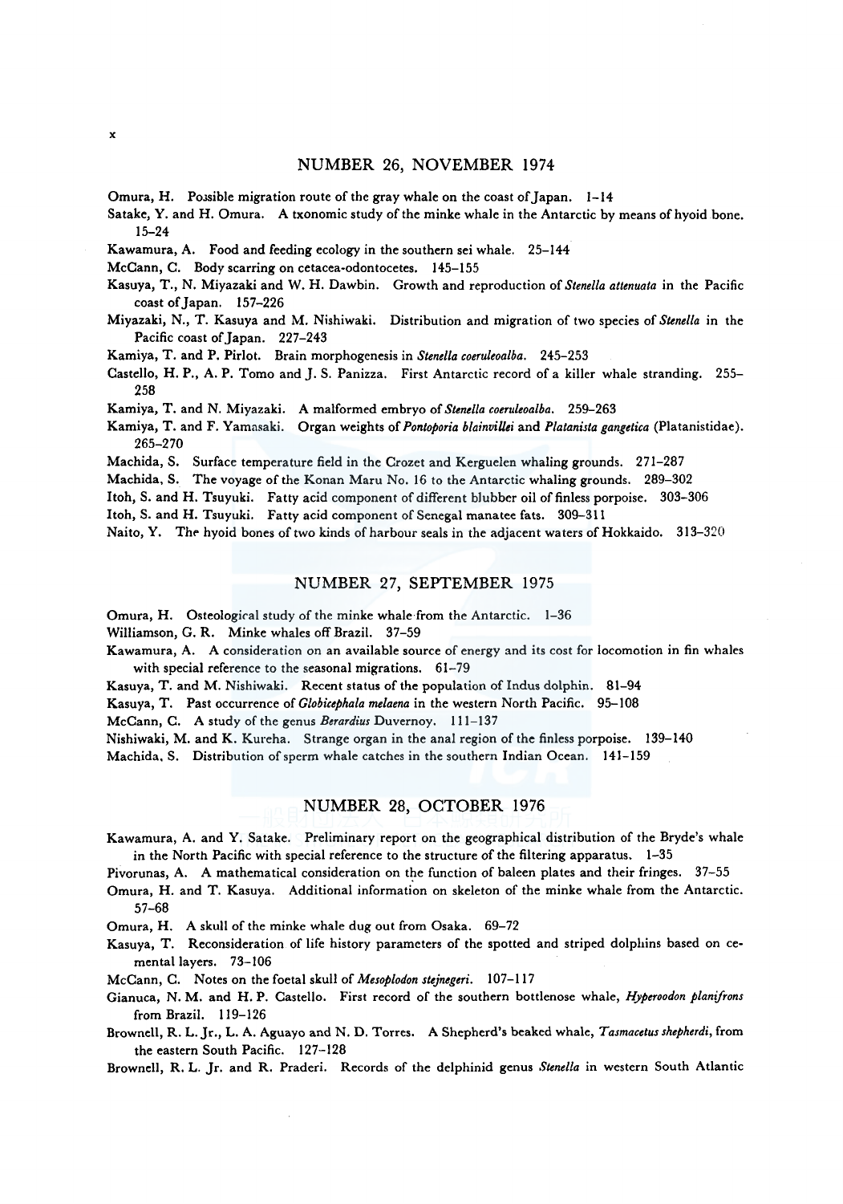## NUMBER 26, NOVEMBER 1974

Omura, H. Possible migration route of the gray whale on the coast of Japan. 1–14

Satake, Y. and H. Omura. A txonomic study of the minke whale in the Antarctic by means of hyoid bone. 15–24

Kawamura, A. Food and feeding ecology in the southern sei whale. 25–144

McCann, C. Body scarring on cetacea-odontocetes. 145–155

Kasuya, T., N. Miyazaki and W. H. Dawbin. Growth and reproduction of *Stenella attenuata* in the Pacific coast of Japan. 157–226

Miyazaki, N., T. Kasuya and M. Nishiwaki. Distribution and migration of two species of *Stenella* in the Pacific coast of Japan. 227–243

Kamiya, T. and P. Pirlot. Brain morphogenesis in *Stenella coeruleoalba*. 245–253

Castello, H. P., A. P. Tomo and J. S. Panizza. First Antarctic record of a killer whale stranding. 255–258

Kamiya, T. and N. Miyazaki. A malformed embryo of *Stenella coeruleoalba*. 259–263

Kamiya, T. and F. Yamasaki. Organ weights of *Pontoporia blainvillei* and *Platanista gangetica* (Platanistidae). 265–270

Machida, S. Surface temperature field in the Crozet and Kerguelen whaling grounds. 271–287

Machida, S. The voyage of the Konan Maru No. 16 to the Antarctic whaling grounds. 289–302

Itoh, S. and H. Tsuyuki. Fatty acid component of different blubber oil of finless porpoise. 303–306

Itoh, S. and H. Tsuyuki. Fatty acid component of Senegal manatee fats. 309–311

Naito, Y. The hyoid bones of two kinds of harbour seals in the adjacent waters of Hokkaido. 313–320

## NUMBER 27, SEPTEMBER 1975

Omura, H. Osteological study of the minke whale from the Antarctic. 1–36

Williamson, G. R. Minke whales off Brazil. 37–59

Kawamura, A. A consideration on an available source of energy and its cost for locomotion in fin whales with special reference to the seasonal migrations. 61–79

Kasuya, T. and M. Nishiwaki. Recent status of the population of Indus dolphin. 81–94

Kasuya, T. Past occurrence of *Globicephala melaena* in the western North Pacific. 95–108

McCann, C. A study of the genus *Berardius* Duvernoy. 111–137

Nishiwaki, M. and K. Kureha. Strange organ in the anal region of the finless porpoise. 139–140

Machida, S. Distribution of sperm whale catches in the southern Indian Ocean. 141–159

## NUMBER 28, OCTOBER 1976

Kawamura, A. and Y. Satake. Preliminary report on the geographical distribution of the Bryde's whale in the North Pacific with special reference to the structure of the filtering apparatus. 1–35

Pivorunas, A. A mathematical consideration on the function of baleen plates and their fringes. 37–55

Omura, H. and T. Kasuya. Additional information on skeleton of the minke whale from the Antarctic. 57–68

Omura, H. A skull of the minke whale dug out from Osaka. 69–72

Kasuya, T. Reconsideration of life history parameters of the spotted and striped dolphins based on cemental layers. 73–106

McCann, C. Notes on the foetal skull of *Mesoplodon stejnegeri*. 107–117

Gianuca, N. M. and H. P. Castello. First record of the southern bottlenose whale, *Hyperoodon planifrons* from Brazil. 119–126

Brownell, R. L. Jr., L. A. Aguayo and N. D. Torres. A Shepherd's beaked whale, *Tasmacetus shepherdi*, from the eastern South Pacific. 127–128

Brownell, R. L. Jr. and R. Praderi. Records of the delphinid genus *Stenella* in western South Atlantic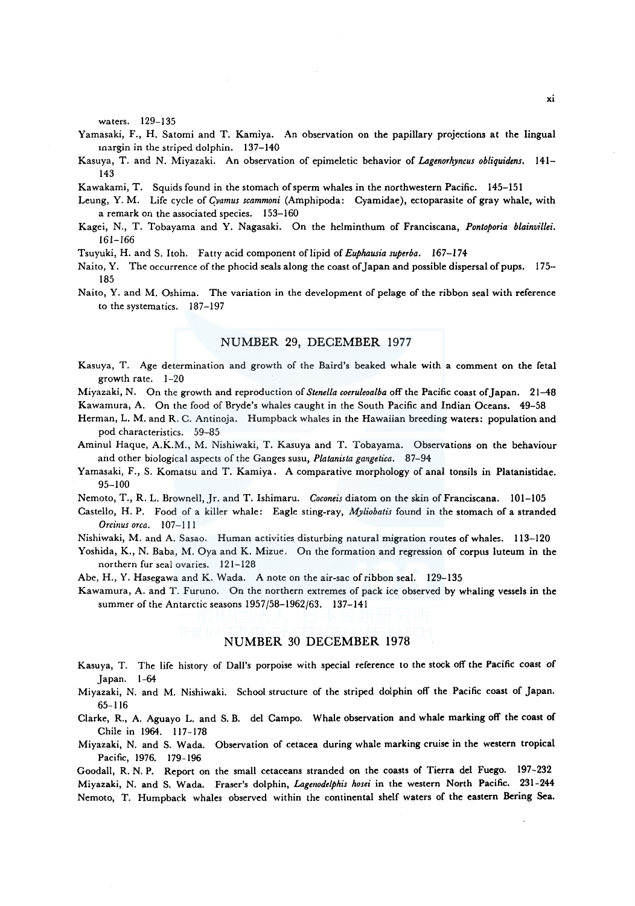waters. 129–135

Yamasaki, F., H. Satomi and T. Kamiya. An observation on the papillary projections at the lingual margin in the striped dolphin. 137–140

Kasuya, T. and N. Miyazaki. An observation of epimeletic behavior of *Lagenorhyncus obliquidens*. 141–143

Kawakami, T. Squids found in the stomach of sperm whales in the northwestern Pacific. 145–151

Leung, Y. M. Life cycle of *Cyamus scammoni* (Amphipoda: Cyamidae), ectoparasite of gray whale, with a remark on the associated species. 153–160

Kagei, N., T. Tobayama and Y. Nagasaki. On the helminthum of Franciscana, *Pontoporia blainvillei*. 161–166

Tsuyuki, H. and S. Itoh. Fatty acid component of lipid of *Euphausia superba*. 167–174

Naito, Y. The occurrence of the phocid seals along the coast of Japan and possible dispersal of pups. 175–185

Naito, Y. and M. Oshima. The variation in the development of pelage of the ribbon seal with reference to the systematics. 187–197

## NUMBER 29, DECEMBER 1977

Kasuya, T. Age determination and growth of the Baird's beaked whale with a comment on the fetal growth rate. 1–20

Miyazaki, N. On the growth and reproduction of *Stenella coeruleoalba* off the Pacific coast of Japan. 21–48

Kawamura, A. On the food of Bryde's whales caught in the South Pacific and Indian Oceans. 49–58

Herman, L. M. and R. C. Antinoja. Humpback whales in the Hawaiian breeding waters: population and pod characteristics. 59–85

Aminul Haque, A.K.M., M. Nishiwaki, T. Kasuya and T. Tobayama. Observations on the behaviour and other biological aspects of the Ganges susu, *Platanista gangetica*. 87–94

Yamasaki, F., S. Komatsu and T. Kamiya. A comparative morphology of anal tonsils in Platanistidae. 95–100

Nemoto, T., R. L. Brownell, Jr. and T. Ishimaru. *Coconeis* diatom on the skin of Franciscana. 101–105

Castello, H. P. Food of a killer whale: Eagle sting-ray, *Myliobatis* found in the stomach of a stranded *Orcinus orca*. 107–111

Nishiwaki, M. and A. Sasao. Human activities disturbing natural migration routes of whales. 113–120

Yoshida, K., N. Baba, M. Oya and K. Mizue. On the formation and regression of corpus luteum in the northern fur seal ovaries. 121–128

Abe, H., Y. Hasegawa and K. Wada. A note on the air-sac of ribbon seal. 129–135

Kawamura, A. and T. Furuno. On the northern extremes of pack ice observed by whaling vessels in the summer of the Antarctic seasons 1957/58–1962/63. 137–141

## NUMBER 30 DECEMBER 1978

Kasuya, T. The life history of Dall's porpoise with special reference to the stock off the Pacific coast of Japan. 1–64

Miyazaki, N. and M. Nishiwaki. School structure of the striped dolphin off the Pacific coast of Japan. 65–116

Clarke, R., A. Aguayo L. and S. B. del Campo. Whale observation and whale marking off the coast of Chile in 1964. 117–178

Miyazaki, N. and S. Wada. Observation of cetacea during whale marking cruise in the western tropical Pacific, 1976. 179–196

Goodall, R. N. P. Report on the small cetaceans stranded on the coasts of Tierra del Fuego. 197–232

Miyazaki, N. and S. Wada. Fraser's dolphin, *Lagenodelphis hosei* in the western North Pacific. 231–244

Nemoto, T. Humpback whales observed within the continental shelf waters of the eastern Bering Sea.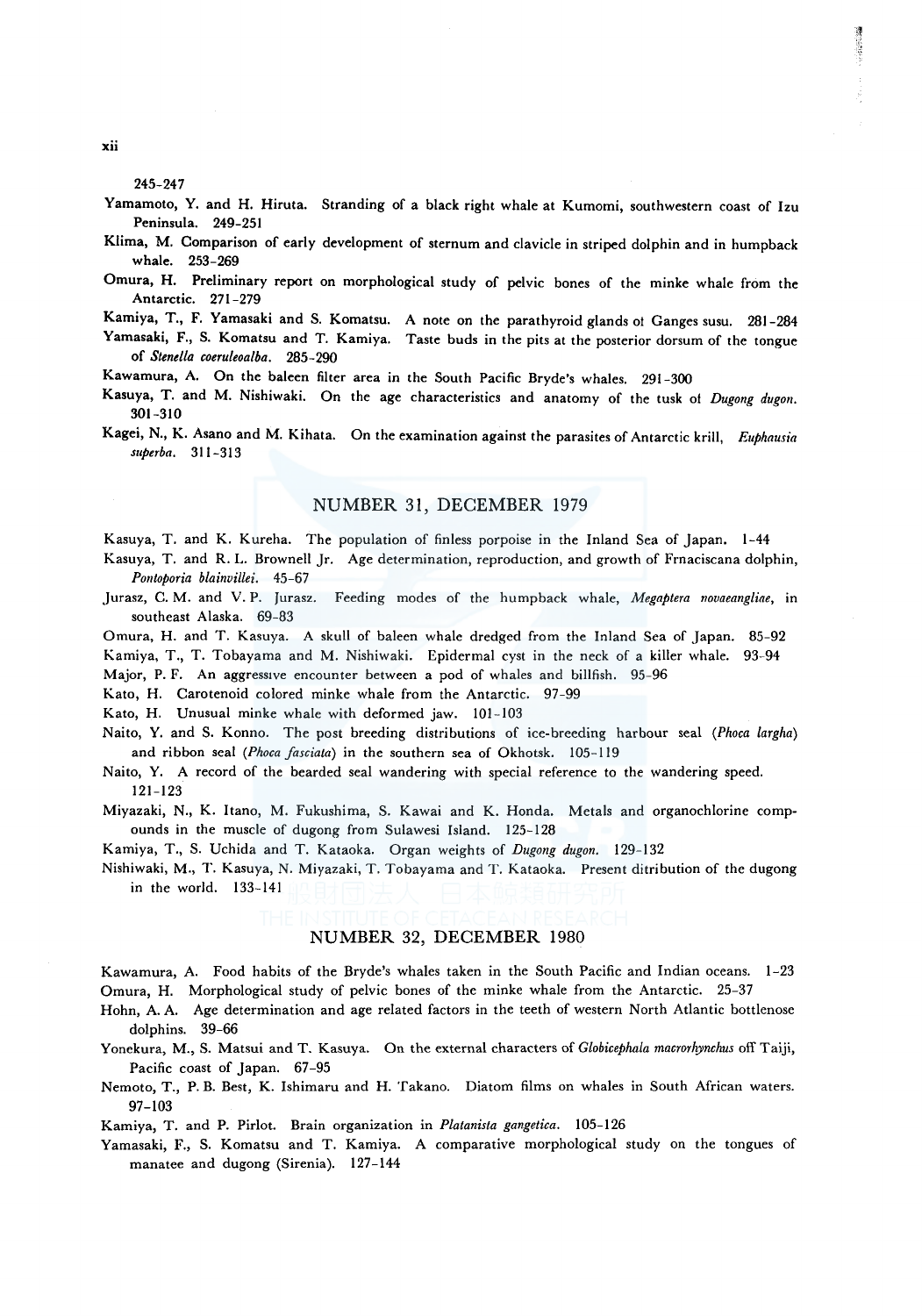245–247

Yamamoto, Y. and H. Hiruta. Stranding of a black right whale at Kumomi, southwestern coast of Izu Peninsula. 249–251

Klima, M. Comparison of early development of sternum and clavicle in striped dolphin and in humpback whale. 253–269

Omura, H. Preliminary report on morphological study of pelvic bones of the minke whale from the Antarctic. 271–279

Kamiya, T., F. Yamasaki and S. Komatsu. A note on the parathyroid glands ot Ganges susu. 281–284

Yamasaki, F., S. Komatsu and T. Kamiya. Taste buds in the pits at the posterior dorsum of the tongue of *Stenella coeruleoalba*. 285–290

Kawamura, A. On the baleen filter area in the South Pacific Bryde's whales. 291–300

Kasuya, T. and M. Nishiwaki. On the age characteristics and anatomy of the tusk of *Dugong dugon*. 301–310

Kagei, N., K. Asano and M. Kihata. On the examination against the parasites of Antarctic krill, *Euphausia superba*. 311–313

## NUMBER 31, DECEMBER 1979

Kasuya, T. and K. Kureha. The population of finless porpoise in the Inland Sea of Japan. 1–44

Kasuya, T. and R. L. Brownell Jr. Age determination, reproduction, and growth of Frnaciscana dolphin, *Pontoporia blainvillei*. 45–67

Jurasz, C. M. and V. P. Jurasz. Feeding modes of the humpback whale, *Megaptera novaeangliae*, in southeast Alaska. 69–83

Omura, H. and T. Kasuya. A skull of baleen whale dredged from the Inland Sea of Japan. 85–92

Kamiya, T., T. Tobayama and M. Nishiwaki. Epidermal cyst in the neck of a killer whale. 93–94

Major, P. F. An aggressive encounter between a pod of whales and billfish. 95–96

Kato, H. Carotenoid colored minke whale from the Antarctic. 97–99

Kato, H. Unusual minke whale with deformed jaw. 101–103

Naito, Y. and S. Konno. The post breeding distributions of ice-breeding harbour seal (*Phoca largha*) and ribbon seal (*Phoca fasciata*) in the southern sea of Okhotsk. 105–119

Naito, Y. A record of the bearded seal wandering with special reference to the wandering speed. 121–123

Miyazaki, N., K. Itano, M. Fukushima, S. Kawai and K. Honda. Metals and organochlorine compounds in the muscle of dugong from Sulawesi Island. 125–128

Kamiya, T., S. Uchida and T. Kataoka. Organ weights of *Dugong dugon*. 129–132

Nishiwaki, M., T. Kasuya, N. Miyazaki, T. Tobayama and T. Kataoka. Present ditribution of the dugong in the world. 133–141

## NUMBER 32, DECEMBER 1980

Kawamura, A. Food habits of the Bryde's whales taken in the South Pacific and Indian oceans. 1–23

Omura, H. Morphological study of pelvic bones of the minke whale from the Antarctic. 25–37

Hohn, A. A. Age determination and age related factors in the teeth of western North Atlantic bottlenose dolphins. 39–66

Yonekura, M., S. Matsui and T. Kasuya. On the external characters of *Globicephala macrorhynchus* off Taiji, Pacific coast of Japan. 67–95

Nemoto, T., P. B. Best, K. Ishimaru and H. Takano. Diatom films on whales in South African waters. 97–103

Kamiya, T. and P. Pirlot. Brain organization in *Platanista gangetica*. 105–126

Yamasaki, F., S. Komatsu and T. Kamiya. A comparative morphological study on the tongues of manatee and dugong (Sirenia). 127–144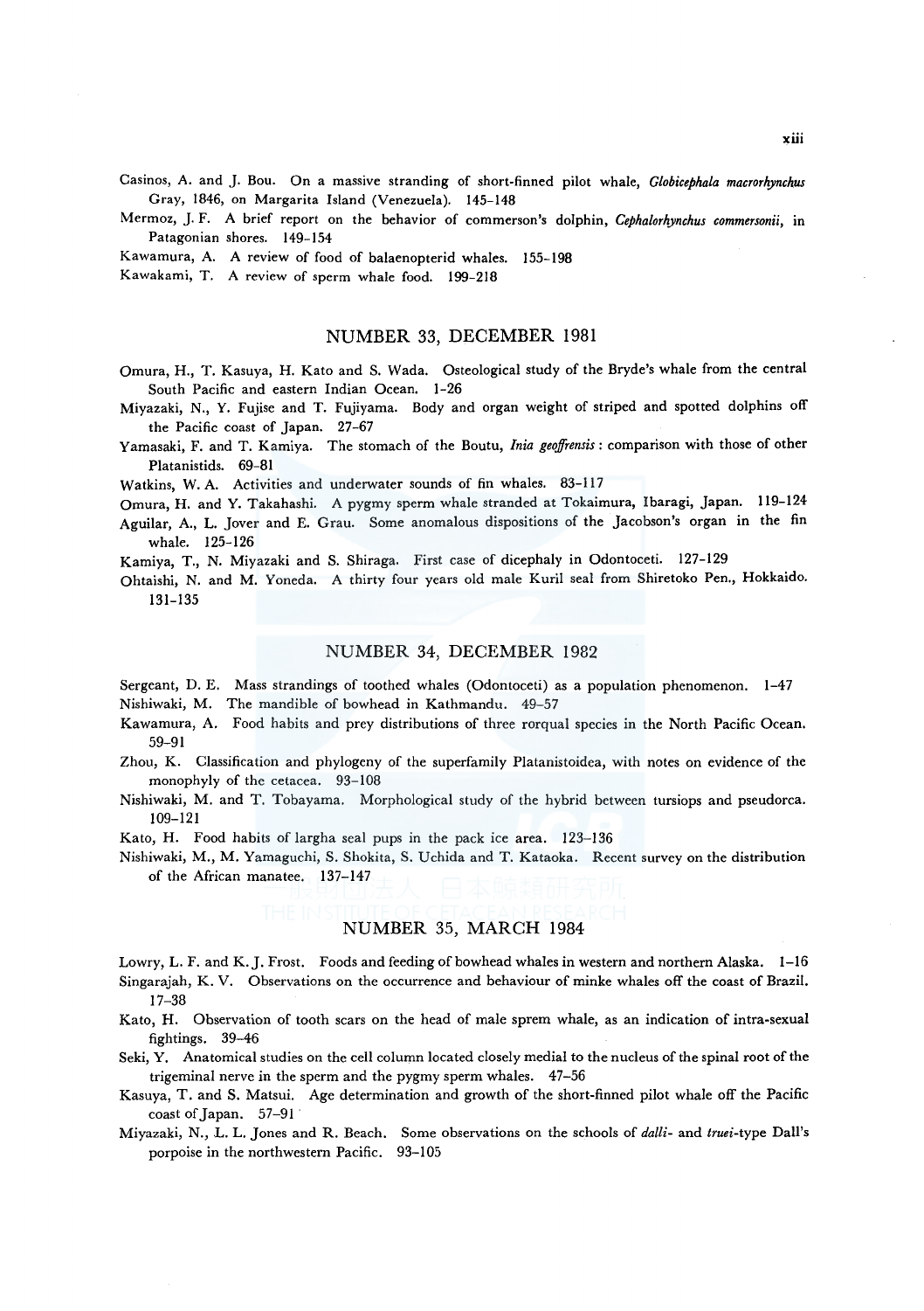Casinos, A. and J. Bou. On a massive stranding of short-finned pilot whale, *Globicephala macrorhynchus* Gray, 1846, on Margarita Island (Venezuela). 145–148

Mermoz, J. F. A brief report on the behavior of commerson's dolphin, *Cephalorhynchus commersonii*, in Patagonian shores. 149–154

Kawamura, A. A review of food of balaenopterid whales. 155–198

Kawakami, T. A review of sperm whale food. 199–218

## NUMBER 33, DECEMBER 1981

Omura, H., T. Kasuya, H. Kato and S. Wada. Osteological study of the Bryde's whale from the central South Pacific and eastern Indian Ocean. 1–26

Miyazaki, N., Y. Fujise and T. Fujiyama. Body and organ weight of striped and spotted dolphins off the Pacific coast of Japan. 27–67

Yamasaki, F. and T. Kamiya. The stomach of the Boutu, *Inia geoffrensis*: comparison with those of other Platanistids. 69–81

Watkins, W. A. Activities and underwater sounds of fin whales. 83–117

Omura, H. and Y. Takahashi. A pygmy sperm whale stranded at Tokaimura, Ibaragi, Japan. 119–124

Aguilar, A., L. Jover and E. Grau. Some anomalous dispositions of the Jacobson's organ in the fin whale. 125–126

Kamiya, T., N. Miyazaki and S. Shiraga. First case of dicephaly in Odontoceti. 127–129

Ohtaishi, N. and M. Yoneda. A thirty four years old male Kuril seal from Shiretoko Pen., Hokkaido. 131–135

## NUMBER 34, DECEMBER 1982

Sergeant, D. E. Mass strandings of toothed whales (Odontoceti) as a population phenomenon. 1–47

Nishiwaki, M. The mandible of bowhead in Kathmandu. 49–57

Kawamura, A. Food habits and prey distributions of three rorqual species in the North Pacific Ocean. 59–91

Zhou, K. Classification and phylogeny of the superfamily Platanistoidea, with notes on evidence of the monophyly of the cetacea. 93–108

Nishiwaki, M. and T. Tobayama. Morphological study of the hybrid between tursiops and pseudorca. 109–121

Kato, H. Food habits of largha seal pups in the pack ice area. 123–136

Nishiwaki, M., M. Yamaguchi, S. Shokita, S. Uchida and T. Kataoka. Recent survey on the distribution of the African manatee. 137–147

## NUMBER 35, MARCH 1984

Lowry, L. F. and K. J. Frost. Foods and feeding of bowhead whales in western and northern Alaska. 1–16

Singarajah, K. V. Observations on the occurrence and behaviour of minke whales off the coast of Brazil. 17–38

Kato, H. Observation of tooth scars on the head of male sprem whale, as an indication of intra-sexual fightings. 39–46

Seki, Y. Anatomical studies on the cell column located closely medial to the nucleus of the spinal root of the trigeminal nerve in the sperm and the pygmy sperm whales. 47–56

Kasuya, T. and S. Matsui. Age determination and growth of the short-finned pilot whale off the Pacific coast of Japan. 57–91

Miyazaki, N., L. L. Jones and R. Beach. Some observations on the schools of *dalli*- and *truei*-type Dall's porpoise in the northwestern Pacific. 93–105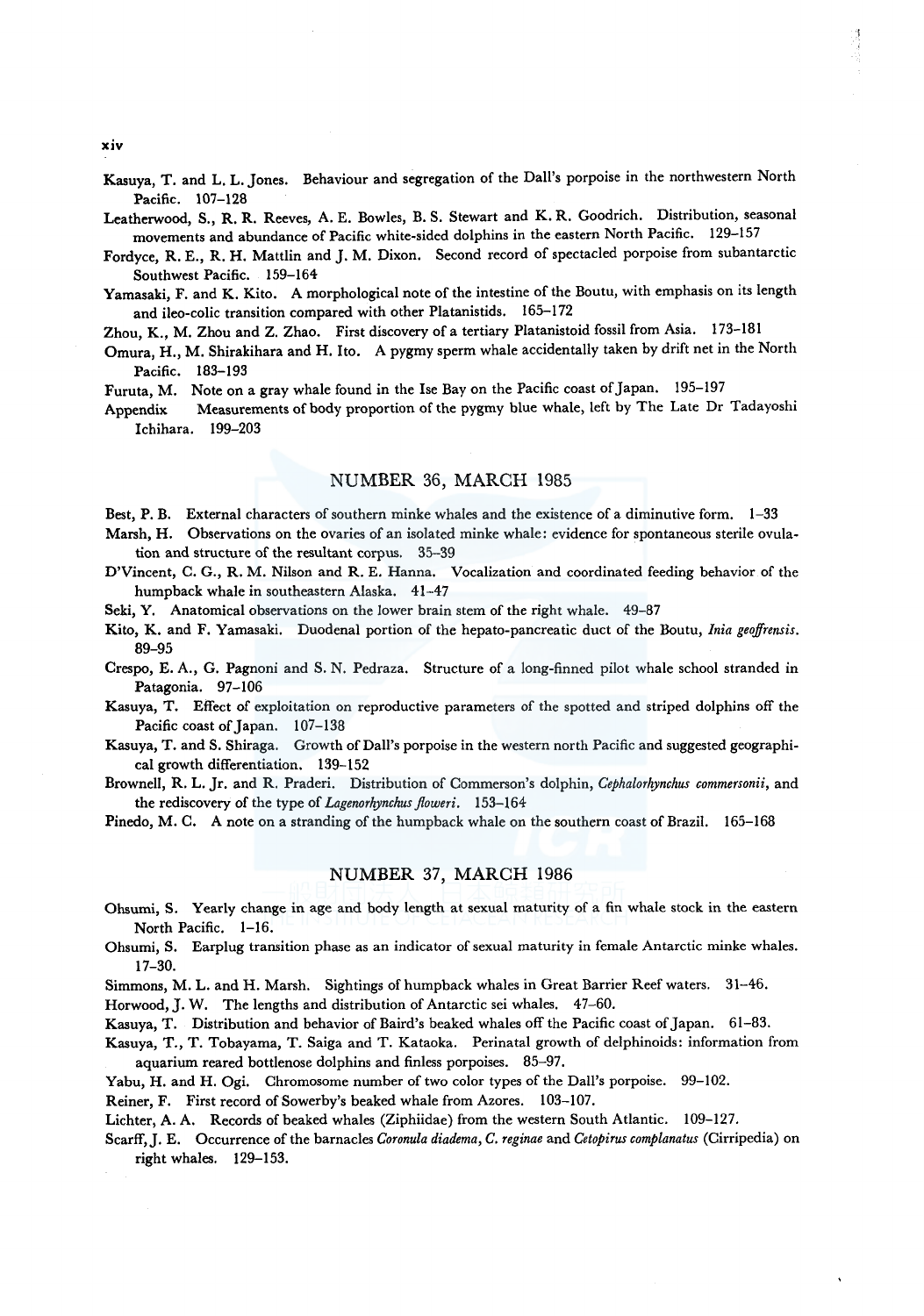Kasuya, T. and L. L. Jones. Behaviour and segregation of the Dall's porpoise in the northwestern North Pacific. 107–128

Leatherwood, S., R. R. Reeves, A. E. Bowles, B. S. Stewart and K. R. Goodrich. Distribution, seasonal movements and abundance of Pacific white-sided dolphins in the eastern North Pacific. 129–157

Fordyce, R. E., R. H. Mattlin and J. M. Dixon. Second record of spectacled porpoise from subantarctic Southwest Pacific. 159–164

Yamasaki, F. and K. Kito. A morphological note of the intestine of the Boutu, with emphasis on its length and ileo-colic transition compared with other Platanistids. 165–172

Zhou, K., M. Zhou and Z. Zhao. First discovery of a tertiary Platanistoid fossil from Asia. 173–181

Omura, H., M. Shirakihara and H. Ito. A pygmy sperm whale accidentally taken by drift net in the North Pacific. 183–193

Furuta, M. Note on a gray whale found in the Ise Bay on the Pacific coast of Japan. 195–197

Appendix Measurements of body proportion of the pygmy blue whale, left by The Late Dr Tadayoshi Ichihara. 199–203

## NUMBER 36, MARCH 1985

Best, P. B. External characters of southern minke whales and the existence of a diminutive form. 1–33

Marsh, H. Observations on the ovaries of an isolated minke whale: evidence for spontaneous sterile ovulation and structure of the resultant corpus. 35–39

D'Vincent, C. G., R. M. Nilson and R. E. Hanna. Vocalization and coordinated feeding behavior of the humpback whale in southeastern Alaska. 41–47

Seki, Y. Anatomical observations on the lower brain stem of the right whale. 49–87

Kito, K. and F. Yamasaki. Duodenal portion of the hepato-pancreatic duct of the Boutu, *Inia geoffrensis*. 89–95

Crespo, E. A., G. Pagnoni and S. N. Pedraza. Structure of a long-finned pilot whale school stranded in Patagonia. 97–106

Kasuya, T. Effect of exploitation on reproductive parameters of the spotted and striped dolphins off the Pacific coast of Japan. 107–138

Kasuya, T. and S. Shiraga. Growth of Dall's porpoise in the western north Pacific and suggested geographical growth differentiation. 139–152

Brownell, R. L. Jr. and R. Praderi. Distribution of Commerson's dolphin, *Cephalorhynchus commersonii*, and the rediscovery of the type of *Lagenorhynchus floweri*. 153–164

Pinedo, M. C. A note on a stranding of the humpback whale on the southern coast of Brazil. 165–168

## NUMBER 37, MARCH 1986

Ohsumi, S. Yearly change in age and body length at sexual maturity of a fin whale stock in the eastern North Pacific. 1–16.

Ohsumi, S. Earplug transition phase as an indicator of sexual maturity in female Antarctic minke whales. 17–30.

Simmons, M. L. and H. Marsh. Sightings of humpback whales in Great Barrier Reef waters. 31–46.

Horwood, J. W. The lengths and distribution of Antarctic sei whales. 47–60.

Kasuya, T. Distribution and behavior of Baird's beaked whales off the Pacific coast of Japan. 61–83.

Kasuya, T., T. Tobayama, T. Saiga and T. Kataoka. Perinatal growth of delphinoids: information from aquarium reared bottlenose dolphins and finless porpoises. 85–97.

Yabu, H. and H. Ogi. Chromosome number of two color types of the Dall's porpoise. 99–102.

Reiner, F. First record of Sowerby's beaked whale from Azores. 103–107.

Lichter, A. A. Records of beaked whales (Ziphiidae) from the western South Atlantic. 109–127.

Scarff, J. E. Occurrence of the barnacles *Coronula diadema*, *C. reginae* and *Cetopirus complanatus* (Cirripedia) on right whales. 129–153.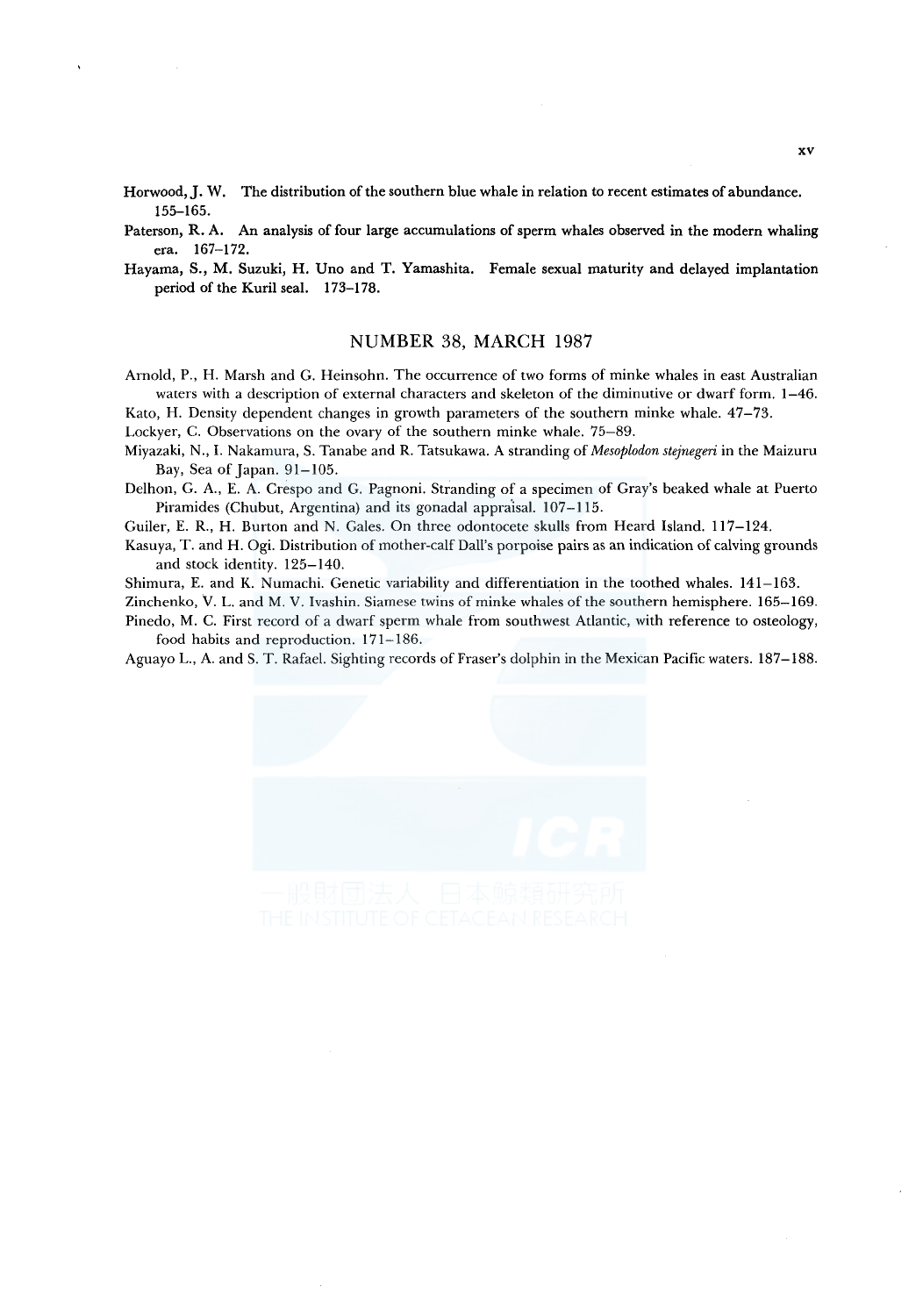Horwood, J. W. The distribution of the southern blue whale in relation to recent estimates of abundance. 155–165.

Paterson, R. A. An analysis of four large accumulations of sperm whales observed in the modern whaling era. 167–172.

Hayama, S., M. Suzuki, H. Uno and T. Yamashita. Female sexual maturity and delayed implantation period of the Kuril seal. 173–178.

## NUMBER 38, MARCH 1987

Arnold, P., H. Marsh and G. Heinsohn. The occurrence of two forms of minke whales in east Australian waters with a description of external characters and skeleton of the diminutive or dwarf form. 1–46.

Kato, H. Density dependent changes in growth parameters of the southern minke whale. 47–73.

Lockyer, C. Observations on the ovary of the southern minke whale. 75–89.

Miyazaki, N., I. Nakamura, S. Tanabe and R. Tatsukawa. A stranding of *Mesoplodon stejnegeri* in the Maizuru Bay, Sea of Japan. 91–105.

Delhon, G. A., E. A. Crespo and G. Pagnoni. Stranding of a specimen of Gray's beaked whale at Puerto Piramides (Chubut, Argentina) and its gonadal appraisal. 107–115.

Guiler, E. R., H. Burton and N. Gales. On three odontocete skulls from Heard Island. 117–124.

Kasuya, T. and H. Ogi. Distribution of mother-calf Dall's porpoise pairs as an indication of calving grounds and stock identity. 125–140.

Shimura, E. and K. Numachi. Genetic variability and differentiation in the toothed whales. 141–163.

Zinchenko, V. L. and M. V. Ivashin. Siamese twins of minke whales of the southern hemisphere. 165–169.

Pinedo, M. C. First record of a dwarf sperm whale from southwest Atlantic, with reference to osteology, food habits and reproduction. 171–186.

Aguayo L., A. and S. T. Rafael. Sighting records of Fraser's dolphin in the Mexican Pacific waters. 187–188.